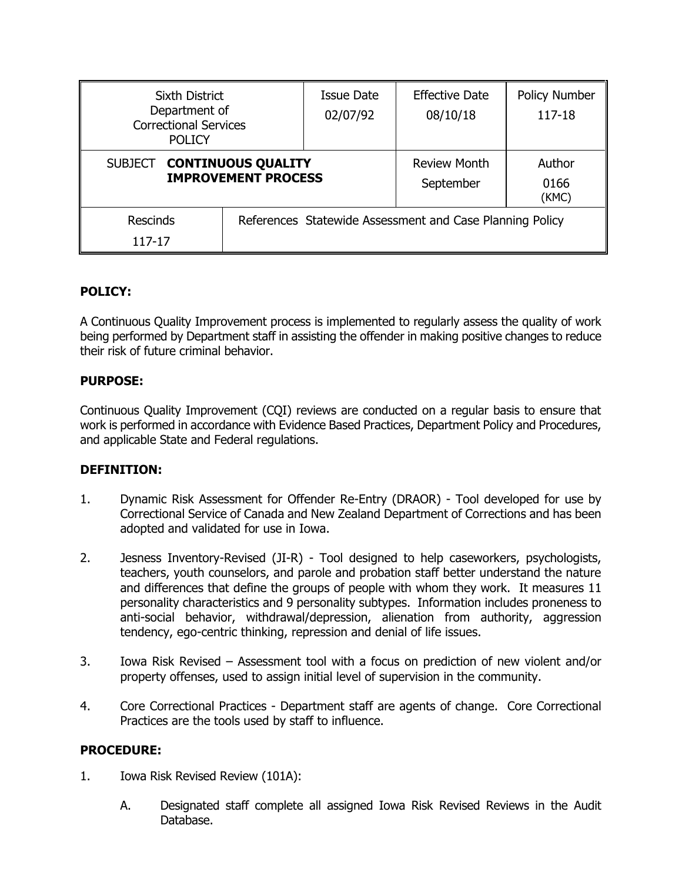| Sixth District Department of Correctional Services POLICY | | Issue Date 02/07/92 | Effective Date 08/10/18 | Policy Number 117-18 |
|---|---|---|---|---|
| SUBJECT **CONTINUOUS QUALITY IMPROVEMENT PROCESS** | | | Review Month September | Author 0166 (KMC) |
| Rescinds 117-17 | References Statewide Assessment and Case Planning Policy | | | |

**POLICY:**

A Continuous Quality Improvement process is implemented to regularly assess the quality of work being performed by Department staff in assisting the offender in making positive changes to reduce their risk of future criminal behavior.

**PURPOSE:**

Continuous Quality Improvement (CQI) reviews are conducted on a regular basis to ensure that work is performed in accordance with Evidence Based Practices, Department Policy and Procedures, and applicable State and Federal regulations.

**DEFINITION:**

1. Dynamic Risk Assessment for Offender Re-Entry (DRAOR) - Tool developed for use by Correctional Service of Canada and New Zealand Department of Corrections and has been adopted and validated for use in Iowa.

2. Jesness Inventory-Revised (JI-R) - Tool designed to help caseworkers, psychologists, teachers, youth counselors, and parole and probation staff better understand the nature and differences that define the groups of people with whom they work. It measures 11 personality characteristics and 9 personality subtypes. Information includes proneness to anti-social behavior, withdrawal/depression, alienation from authority, aggression tendency, ego-centric thinking, repression and denial of life issues.

3. Iowa Risk Revised – Assessment tool with a focus on prediction of new violent and/or property offenses, used to assign initial level of supervision in the community.

4. Core Correctional Practices - Department staff are agents of change. Core Correctional Practices are the tools used by staff to influence.

**PROCEDURE:**

1. Iowa Risk Revised Review (101A):

   A. Designated staff complete all assigned Iowa Risk Revised Reviews in the Audit Database.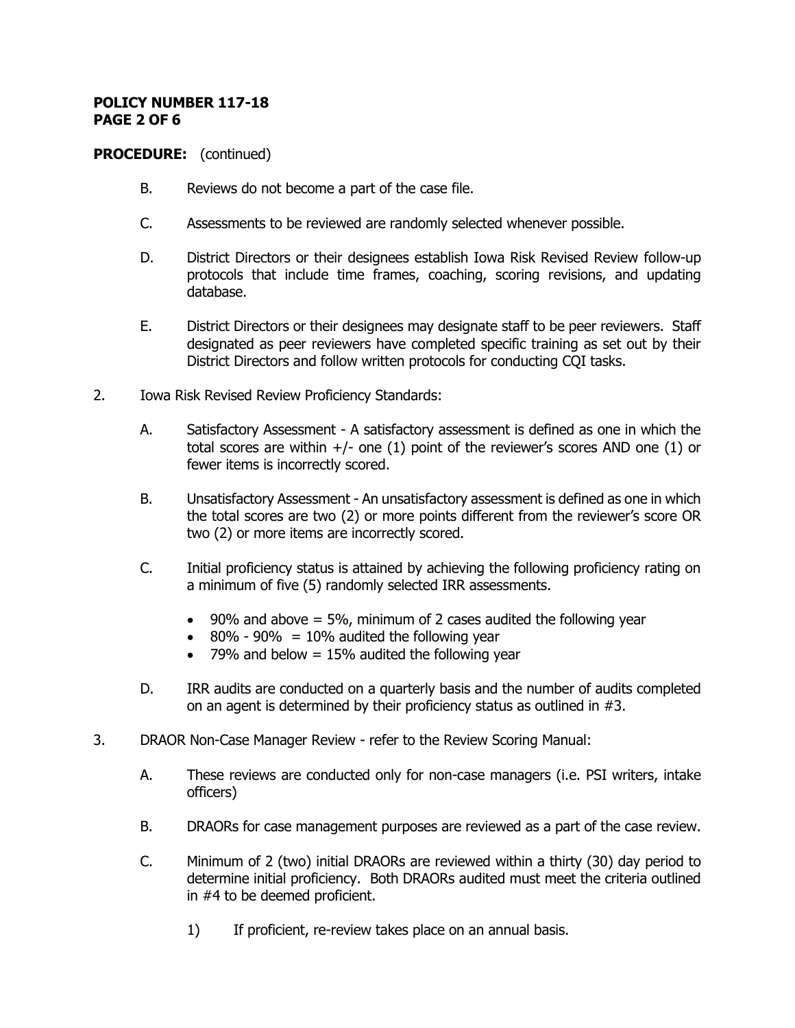**PROCEDURE:** (continued)

B. Reviews do not become a part of the case file.

C. Assessments to be reviewed are randomly selected whenever possible.

D. District Directors or their designees establish Iowa Risk Revised Review follow-up protocols that include time frames, coaching, scoring revisions, and updating database.

E. District Directors or their designees may designate staff to be peer reviewers. Staff designated as peer reviewers have completed specific training as set out by their District Directors and follow written protocols for conducting CQI tasks.

2. Iowa Risk Revised Review Proficiency Standards:

   A. Satisfactory Assessment - A satisfactory assessment is defined as one in which the total scores are within +/- one (1) point of the reviewer's scores AND one (1) or fewer items is incorrectly scored.

   B. Unsatisfactory Assessment - An unsatisfactory assessment is defined as one in which the total scores are two (2) or more points different from the reviewer's score OR two (2) or more items are incorrectly scored.

   C. Initial proficiency status is attained by achieving the following proficiency rating on a minimum of five (5) randomly selected IRR assessments.

      - 90% and above = 5%, minimum of 2 cases audited the following year
      - 80% - 90% = 10% audited the following year
      - 79% and below = 15% audited the following year

   D. IRR audits are conducted on a quarterly basis and the number of audits completed on an agent is determined by their proficiency status as outlined in #3.

3. DRAOR Non-Case Manager Review - refer to the Review Scoring Manual:

   A. These reviews are conducted only for non-case managers (i.e. PSI writers, intake officers)

   B. DRAORs for case management purposes are reviewed as a part of the case review.

   C. Minimum of 2 (two) initial DRAORs are reviewed within a thirty (30) day period to determine initial proficiency. Both DRAORs audited must meet the criteria outlined in #4 to be deemed proficient.

      1) If proficient, re-review takes place on an annual basis.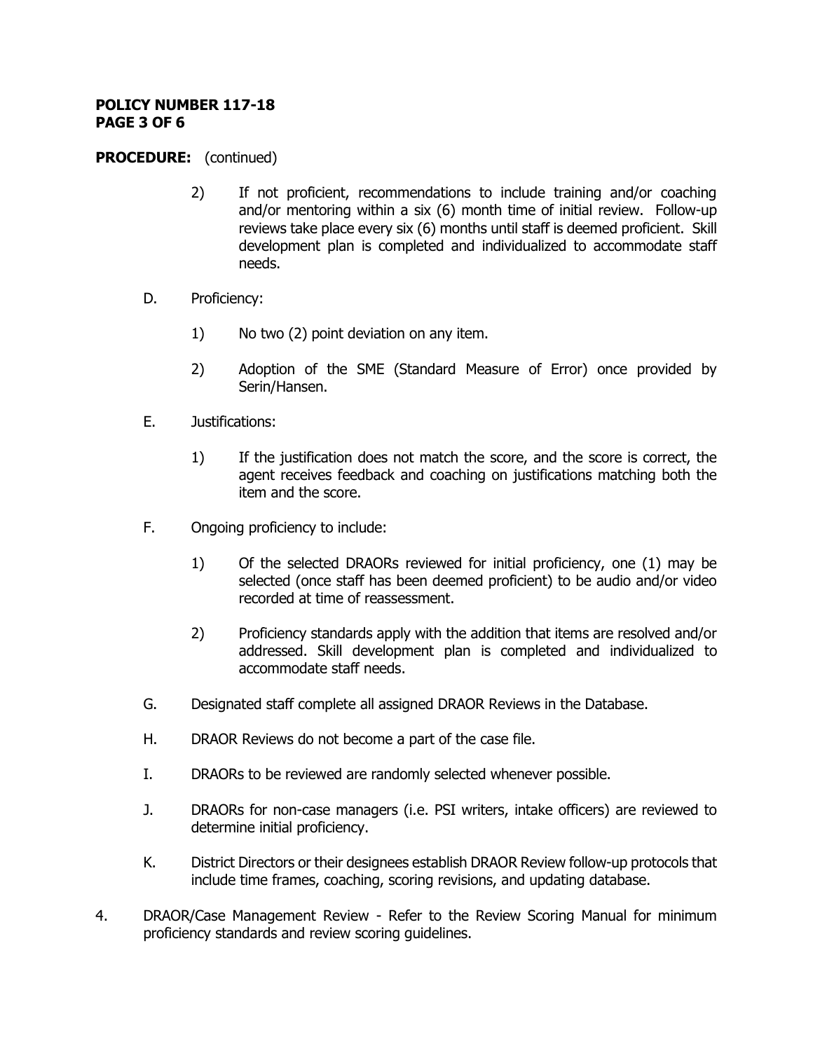**PROCEDURE:** (continued)

2) If not proficient, recommendations to include training and/or coaching and/or mentoring within a six (6) month time of initial review. Follow-up reviews take place every six (6) months until staff is deemed proficient. Skill development plan is completed and individualized to accommodate staff needs.

D. Proficiency:

1) No two (2) point deviation on any item.

2) Adoption of the SME (Standard Measure of Error) once provided by Serin/Hansen.

E. Justifications:

1) If the justification does not match the score, and the score is correct, the agent receives feedback and coaching on justifications matching both the item and the score.

F. Ongoing proficiency to include:

1) Of the selected DRAORs reviewed for initial proficiency, one (1) may be selected (once staff has been deemed proficient) to be audio and/or video recorded at time of reassessment.

2) Proficiency standards apply with the addition that items are resolved and/or addressed. Skill development plan is completed and individualized to accommodate staff needs.

G. Designated staff complete all assigned DRAOR Reviews in the Database.

H. DRAOR Reviews do not become a part of the case file.

I. DRAORs to be reviewed are randomly selected whenever possible.

J. DRAORs for non-case managers (i.e. PSI writers, intake officers) are reviewed to determine initial proficiency.

K. District Directors or their designees establish DRAOR Review follow-up protocols that include time frames, coaching, scoring revisions, and updating database.

4. DRAOR/Case Management Review - Refer to the Review Scoring Manual for minimum proficiency standards and review scoring guidelines.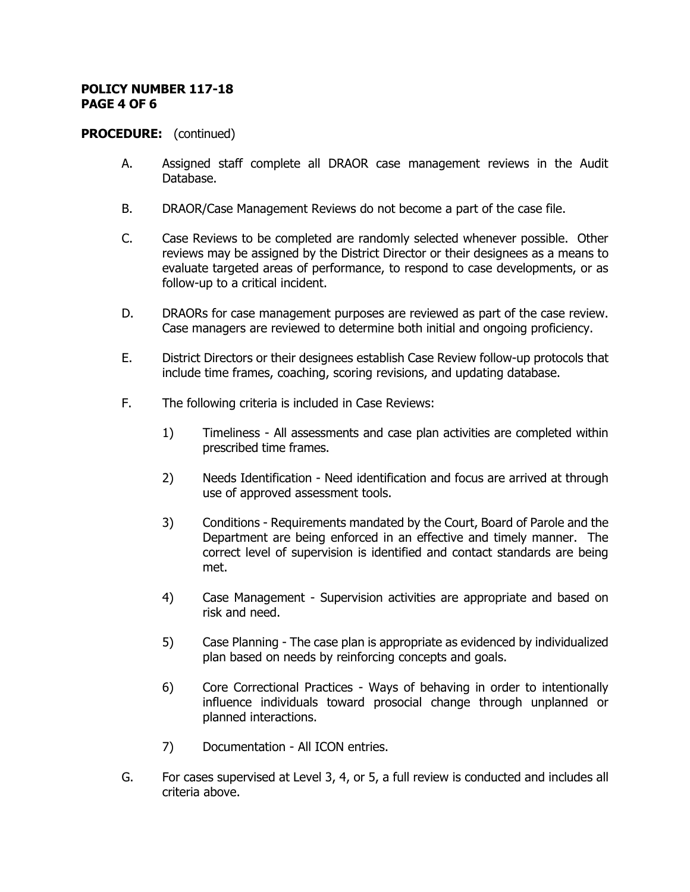**PROCEDURE:** (continued)

A. Assigned staff complete all DRAOR case management reviews in the Audit Database.

B. DRAOR/Case Management Reviews do not become a part of the case file.

C. Case Reviews to be completed are randomly selected whenever possible. Other reviews may be assigned by the District Director or their designees as a means to evaluate targeted areas of performance, to respond to case developments, or as follow-up to a critical incident.

D. DRAORs for case management purposes are reviewed as part of the case review. Case managers are reviewed to determine both initial and ongoing proficiency.

E. District Directors or their designees establish Case Review follow-up protocols that include time frames, coaching, scoring revisions, and updating database.

F. The following criteria is included in Case Reviews:

   1) Timeliness - All assessments and case plan activities are completed within prescribed time frames.

   2) Needs Identification - Need identification and focus are arrived at through use of approved assessment tools.

   3) Conditions - Requirements mandated by the Court, Board of Parole and the Department are being enforced in an effective and timely manner. The correct level of supervision is identified and contact standards are being met.

   4) Case Management - Supervision activities are appropriate and based on risk and need.

   5) Case Planning - The case plan is appropriate as evidenced by individualized plan based on needs by reinforcing concepts and goals.

   6) Core Correctional Practices - Ways of behaving in order to intentionally influence individuals toward prosocial change through unplanned or planned interactions.

   7) Documentation - All ICON entries.

G. For cases supervised at Level 3, 4, or 5, a full review is conducted and includes all criteria above.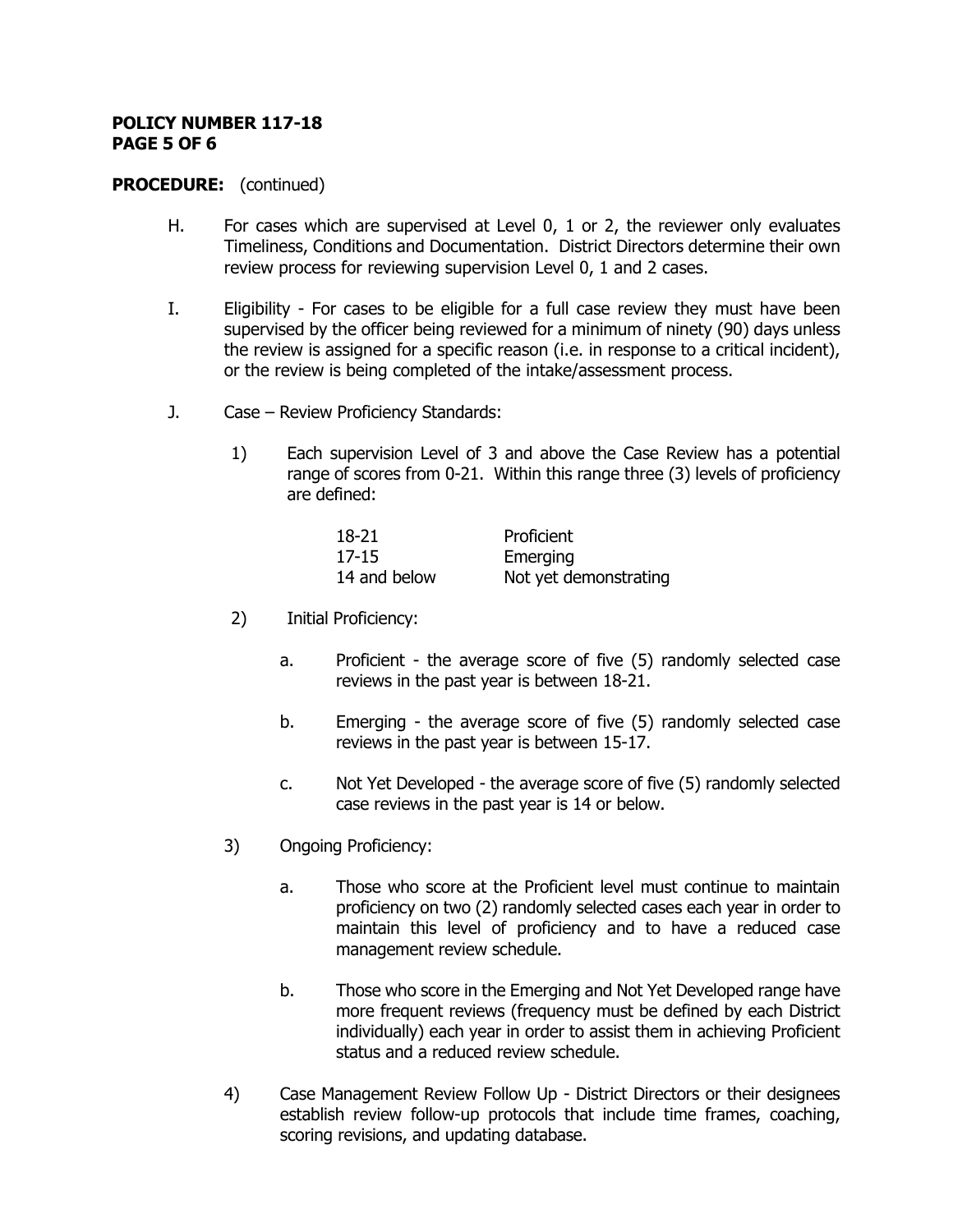**PROCEDURE:** (continued)

H. For cases which are supervised at Level 0, 1 or 2, the reviewer only evaluates Timeliness, Conditions and Documentation. District Directors determine their own review process for reviewing supervision Level 0, 1 and 2 cases.

I. Eligibility - For cases to be eligible for a full case review they must have been supervised by the officer being reviewed for a minimum of ninety (90) days unless the review is assigned for a specific reason (i.e. in response to a critical incident), or the review is being completed of the intake/assessment process.

J. Case – Review Proficiency Standards:

1) Each supervision Level of 3 and above the Case Review has a potential range of scores from 0-21. Within this range three (3) levels of proficiency are defined:

| | |
|---|---|
| 18-21 | Proficient |
| 17-15 | Emerging |
| 14 and below | Not yet demonstrating |

2) Initial Proficiency:

a. Proficient - the average score of five (5) randomly selected case reviews in the past year is between 18-21.

b. Emerging - the average score of five (5) randomly selected case reviews in the past year is between 15-17.

c. Not Yet Developed - the average score of five (5) randomly selected case reviews in the past year is 14 or below.

3) Ongoing Proficiency:

a. Those who score at the Proficient level must continue to maintain proficiency on two (2) randomly selected cases each year in order to maintain this level of proficiency and to have a reduced case management review schedule.

b. Those who score in the Emerging and Not Yet Developed range have more frequent reviews (frequency must be defined by each District individually) each year in order to assist them in achieving Proficient status and a reduced review schedule.

4) Case Management Review Follow Up - District Directors or their designees establish review follow-up protocols that include time frames, coaching, scoring revisions, and updating database.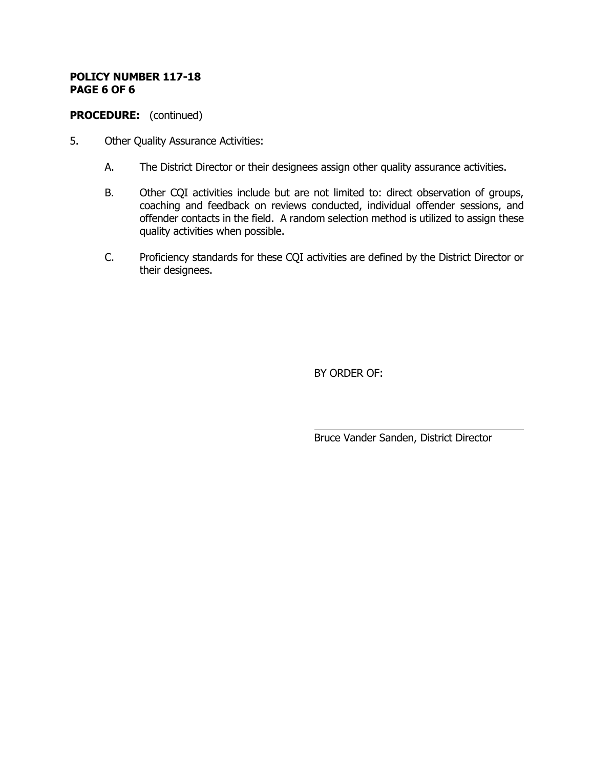**PROCEDURE:** (continued)

5. Other Quality Assurance Activities:

   A. The District Director or their designees assign other quality assurance activities.

   B. Other CQI activities include but are not limited to: direct observation of groups, coaching and feedback on reviews conducted, individual offender sessions, and offender contacts in the field. A random selection method is utilized to assign these quality activities when possible.

   C. Proficiency standards for these CQI activities are defined by the District Director or their designees.

BY ORDER OF:

Bruce Vander Sanden, District Director